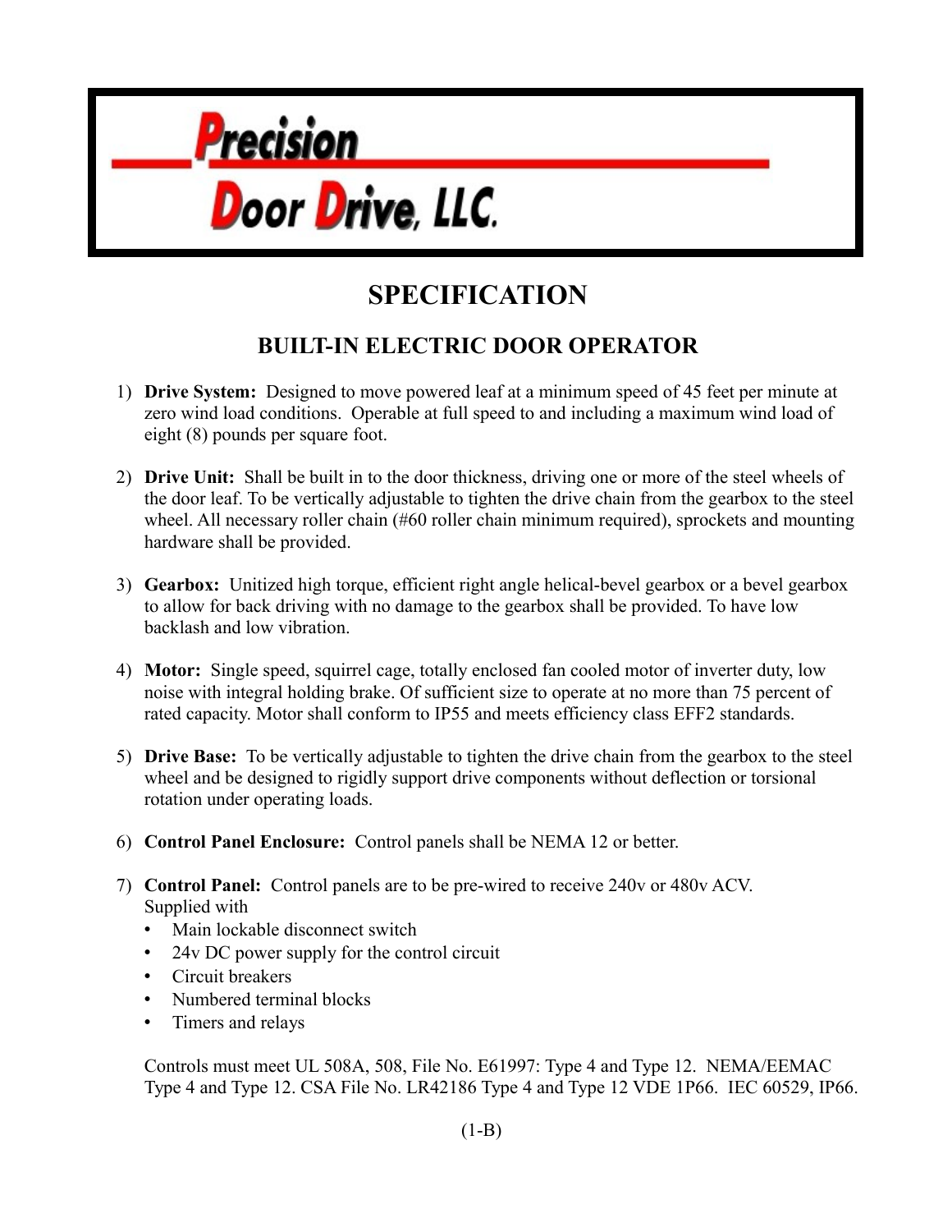**Precision Door Drive, LLC.**

# SPECIFICATION

## BUILT-IN ELECTRIC DOOR OPERATOR

1) **Drive System:** Designed to move powered leaf at a minimum speed of 45 feet per minute at zero wind load conditions. Operable at full speed to and including a maximum wind load of eight (8) pounds per square foot.

2) **Drive Unit:** Shall be built in to the door thickness, driving one or more of the steel wheels of the door leaf. To be vertically adjustable to tighten the drive chain from the gearbox to the steel wheel. All necessary roller chain (#60 roller chain minimum required), sprockets and mounting hardware shall be provided.

3) **Gearbox:** Unitized high torque, efficient right angle helical-bevel gearbox or a bevel gearbox to allow for back driving with no damage to the gearbox shall be provided. To have low backlash and low vibration.

4) **Motor:** Single speed, squirrel cage, totally enclosed fan cooled motor of inverter duty, low noise with integral holding brake. Of sufficient size to operate at no more than 75 percent of rated capacity. Motor shall conform to IP55 and meets efficiency class EFF2 standards.

5) **Drive Base:** To be vertically adjustable to tighten the drive chain from the gearbox to the steel wheel and be designed to rigidly support drive components without deflection or torsional rotation under operating loads.

6) **Control Panel Enclosure:** Control panels shall be NEMA 12 or better.

7) **Control Panel:** Control panels are to be pre-wired to receive 240v or 480v ACV.
   Supplied with
   - Main lockable disconnect switch
   - 24v DC power supply for the control circuit
   - Circuit breakers
   - Numbered terminal blocks
   - Timers and relays

   Controls must meet UL 508A, 508, File No. E61997: Type 4 and Type 12. NEMA/EEMAC Type 4 and Type 12. CSA File No. LR42186 Type 4 and Type 12 VDE 1P66. IEC 60529, IP66.

(1-B)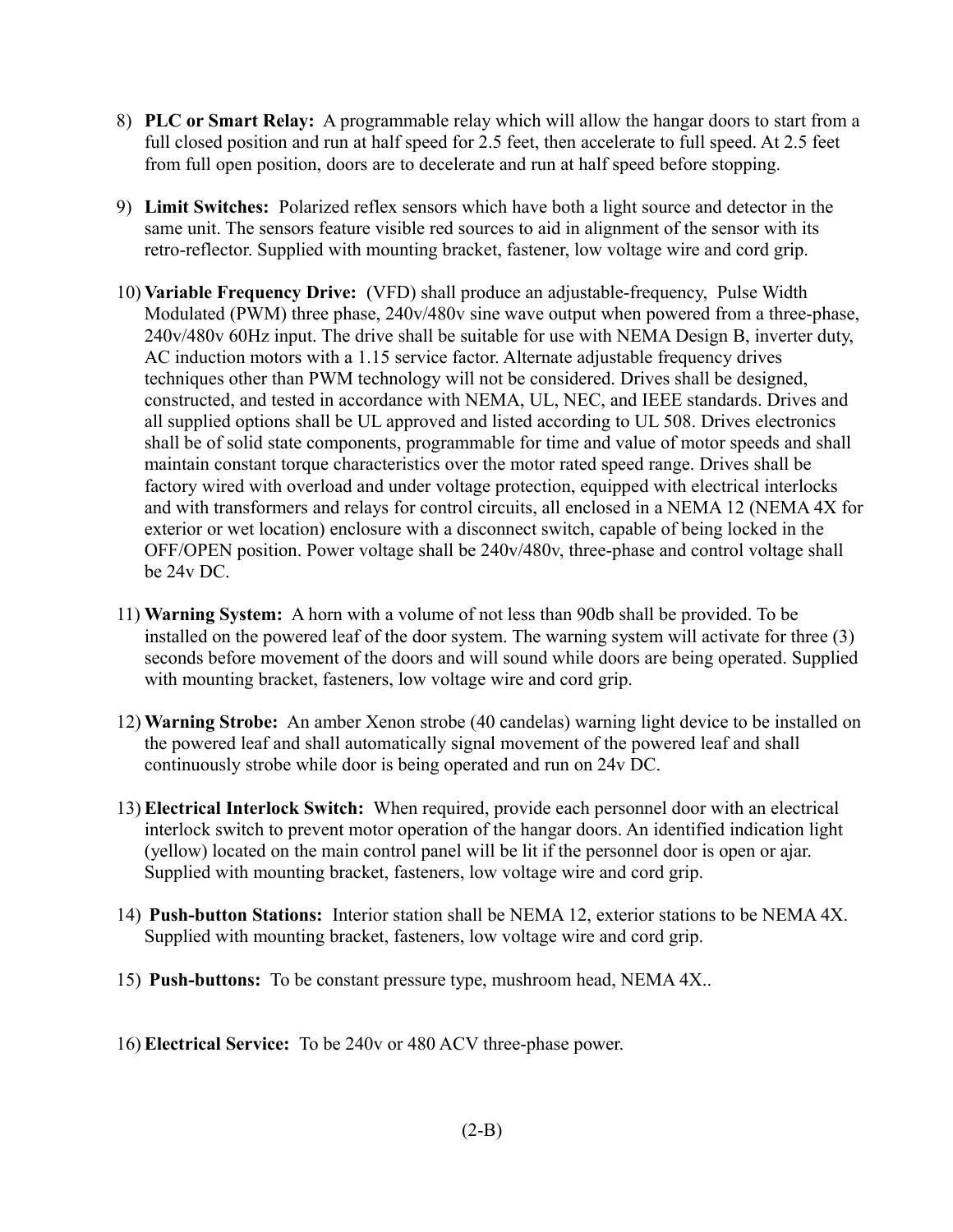8) **PLC or Smart Relay:** A programmable relay which will allow the hangar doors to start from a full closed position and run at half speed for 2.5 feet, then accelerate to full speed. At 2.5 feet from full open position, doors are to decelerate and run at half speed before stopping.

9) **Limit Switches:** Polarized reflex sensors which have both a light source and detector in the same unit. The sensors feature visible red sources to aid in alignment of the sensor with its retro-reflector. Supplied with mounting bracket, fastener, low voltage wire and cord grip.

10) **Variable Frequency Drive:** (VFD) shall produce an adjustable-frequency, Pulse Width Modulated (PWM) three phase, 240v/480v sine wave output when powered from a three-phase, 240v/480v 60Hz input. The drive shall be suitable for use with NEMA Design B, inverter duty, AC induction motors with a 1.15 service factor. Alternate adjustable frequency drives techniques other than PWM technology will not be considered. Drives shall be designed, constructed, and tested in accordance with NEMA, UL, NEC, and IEEE standards. Drives and all supplied options shall be UL approved and listed according to UL 508. Drives electronics shall be of solid state components, programmable for time and value of motor speeds and shall maintain constant torque characteristics over the motor rated speed range. Drives shall be factory wired with overload and under voltage protection, equipped with electrical interlocks and with transformers and relays for control circuits, all enclosed in a NEMA 12 (NEMA 4X for exterior or wet location) enclosure with a disconnect switch, capable of being locked in the OFF/OPEN position. Power voltage shall be 240v/480v, three-phase and control voltage shall be 24v DC.

11) **Warning System:** A horn with a volume of not less than 90db shall be provided. To be installed on the powered leaf of the door system. The warning system will activate for three (3) seconds before movement of the doors and will sound while doors are being operated. Supplied with mounting bracket, fasteners, low voltage wire and cord grip.

12) **Warning Strobe:** An amber Xenon strobe (40 candelas) warning light device to be installed on the powered leaf and shall automatically signal movement of the powered leaf and shall continuously strobe while door is being operated and run on 24v DC.

13) **Electrical Interlock Switch:** When required, provide each personnel door with an electrical interlock switch to prevent motor operation of the hangar doors. An identified indication light (yellow) located on the main control panel will be lit if the personnel door is open or ajar. Supplied with mounting bracket, fasteners, low voltage wire and cord grip.

14) **Push-button Stations:** Interior station shall be NEMA 12, exterior stations to be NEMA 4X. Supplied with mounting bracket, fasteners, low voltage wire and cord grip.

15) **Push-buttons:** To be constant pressure type, mushroom head, NEMA 4X..

16) **Electrical Service:** To be 240v or 480 ACV three-phase power.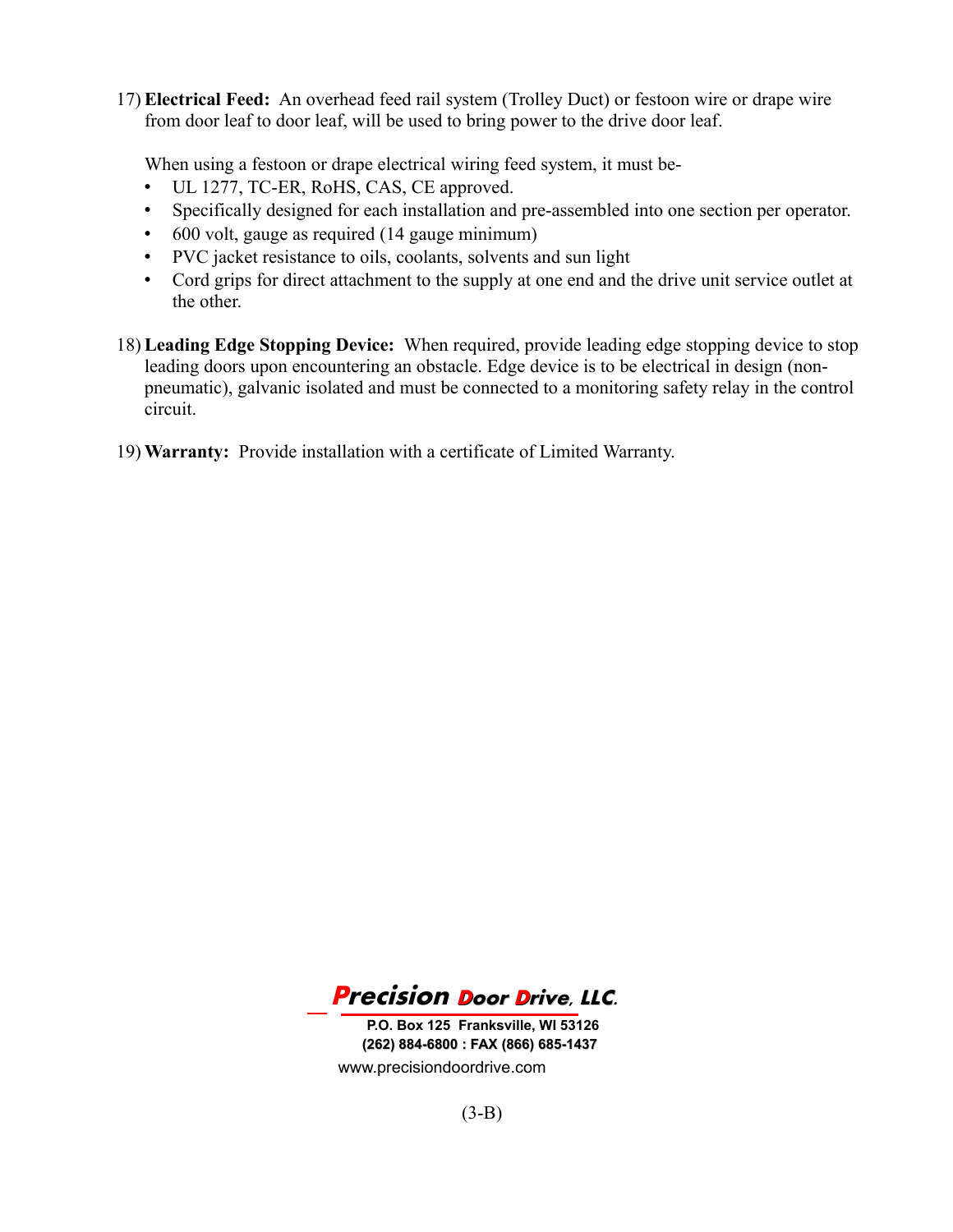17) **Electrical Feed:** An overhead feed rail system (Trolley Duct) or festoon wire or drape wire from door leaf to door leaf, will be used to bring power to the drive door leaf.

    When using a festoon or drape electrical wiring feed system, it must be-
    - UL 1277, TC-ER, RoHS, CAS, CE approved.
    - Specifically designed for each installation and pre-assembled into one section per operator.
    - 600 volt, gauge as required (14 gauge minimum)
    - PVC jacket resistance to oils, coolants, solvents and sun light
    - Cord grips for direct attachment to the supply at one end and the drive unit service outlet at the other.

18) **Leading Edge Stopping Device:** When required, provide leading edge stopping device to stop leading doors upon encountering an obstacle. Edge device is to be electrical in design (non-pneumatic), galvanic isolated and must be connected to a monitoring safety relay in the control circuit.

19) **Warranty:** Provide installation with a certificate of Limited Warranty.

**Precision Door Drive, LLC.**
P.O. Box 125 Franksville, WI 53126
(262) 884-6800 : FAX (866) 685-1437
www.precisiondoordrive.com

(3-B)